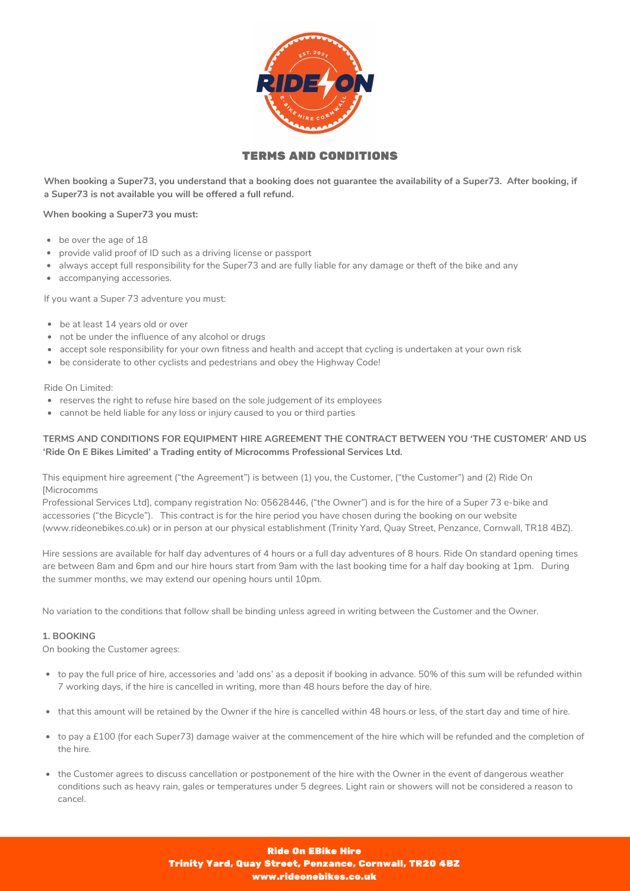# TERMS AND CONDITIONS

**When booking a Super73, you understand that a booking does not guarantee the availability of a Super73. After booking, if a Super73 is not available you will be offered a full refund.**

**When booking a Super73 you must:**

- be over the age of 18
- provide valid proof of ID such as a driving license or passport
- always accept full responsibility for the Super73 and are fully liable for any damage or theft of the bike and any
- accompanying accessories.

If you want a Super 73 adventure you must:

- be at least 14 years old or over
- not be under the influence of any alcohol or drugs
- accept sole responsibility for your own fitness and health and accept that cycling is undertaken at your own risk
- be considerate to other cyclists and pedestrians and obey the Highway Code!

Ride On Limited:

- reserves the right to refuse hire based on the sole judgement of its employees
- cannot be held liable for any loss or injury caused to you or third parties

**TERMS AND CONDITIONS FOR EQUIPMENT HIRE AGREEMENT THE CONTRACT BETWEEN YOU 'THE CUSTOMER' AND US 'Ride On E Bikes Limited' a Trading entity of Microcomms Professional Services Ltd.**

This equipment hire agreement ("the Agreement") is between (1) you, the Customer, ("the Customer") and (2) Ride On [Microcomms Professional Services Ltd], company registration No: 05628446, ("the Owner") and is for the hire of a Super 73 e-bike and accessories ("the Bicycle"). This contract is for the hire period you have chosen during the booking on our website (www.rideonebikes.co.uk) or in person at our physical establishment (Trinity Yard, Quay Street, Penzance, Cornwall, TR18 4BZ).

Hire sessions are available for half day adventures of 4 hours or a full day adventures of 8 hours. Ride On standard opening times are between 8am and 6pm and our hire hours start from 9am with the last booking time for a half day booking at 1pm. During the summer months, we may extend our opening hours until 10pm.

No variation to the conditions that follow shall be binding unless agreed in writing between the Customer and the Owner.

**1. BOOKING**

On booking the Customer agrees:

- to pay the full price of hire, accessories and 'add ons' as a deposit if booking in advance. 50% of this sum will be refunded within 7 working days, if the hire is cancelled in writing, more than 48 hours before the day of hire.
- that this amount will be retained by the Owner if the hire is cancelled within 48 hours or less, of the start day and time of hire.
- to pay a £100 (for each Super73) damage waiver at the commencement of the hire which will be refunded and the completion of the hire.
- the Customer agrees to discuss cancellation or postponement of the hire with the Owner in the event of dangerous weather conditions such as heavy rain, gales or temperatures under 5 degrees. Light rain or showers will not be considered a reason to cancel.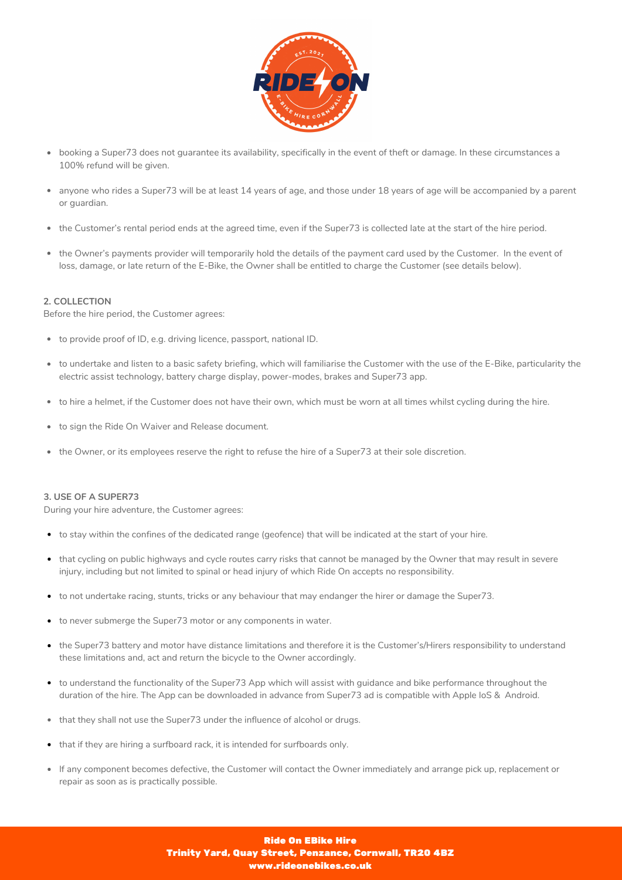- booking a Super73 does not guarantee its availability, specifically in the event of theft or damage. In these circumstances a 100% refund will be given.
- anyone who rides a Super73 will be at least 14 years of age, and those under 18 years of age will be accompanied by a parent or guardian.
- the Customer's rental period ends at the agreed time, even if the Super73 is collected late at the start of the hire period.
- the Owner's payments provider will temporarily hold the details of the payment card used by the Customer. In the event of loss, damage, or late return of the E-Bike, the Owner shall be entitled to charge the Customer (see details below).

**2. COLLECTION**

Before the hire period, the Customer agrees:

- to provide proof of ID, e.g. driving licence, passport, national ID.
- to undertake and listen to a basic safety briefing, which will familiarise the Customer with the use of the E-Bike, particularity the electric assist technology, battery charge display, power-modes, brakes and Super73 app.
- to hire a helmet, if the Customer does not have their own, which must be worn at all times whilst cycling during the hire.
- to sign the Ride On Waiver and Release document.
- the Owner, or its employees reserve the right to refuse the hire of a Super73 at their sole discretion.

**3. USE OF A SUPER73**

During your hire adventure, the Customer agrees:

- to stay within the confines of the dedicated range (geofence) that will be indicated at the start of your hire.
- that cycling on public highways and cycle routes carry risks that cannot be managed by the Owner that may result in severe injury, including but not limited to spinal or head injury of which Ride On accepts no responsibility.
- to not undertake racing, stunts, tricks or any behaviour that may endanger the hirer or damage the Super73.
- to never submerge the Super73 motor or any components in water.
- the Super73 battery and motor have distance limitations and therefore it is the Customer's/Hirers responsibility to understand these limitations and, act and return the bicycle to the Owner accordingly.
- to understand the functionality of the Super73 App which will assist with guidance and bike performance throughout the duration of the hire. The App can be downloaded in advance from Super73 ad is compatible with Apple IoS & Android.
- that they shall not use the Super73 under the influence of alcohol or drugs.
- that if they are hiring a surfboard rack, it is intended for surfboards only.
- If any component becomes defective, the Customer will contact the Owner immediately and arrange pick up, replacement or repair as soon as is practically possible.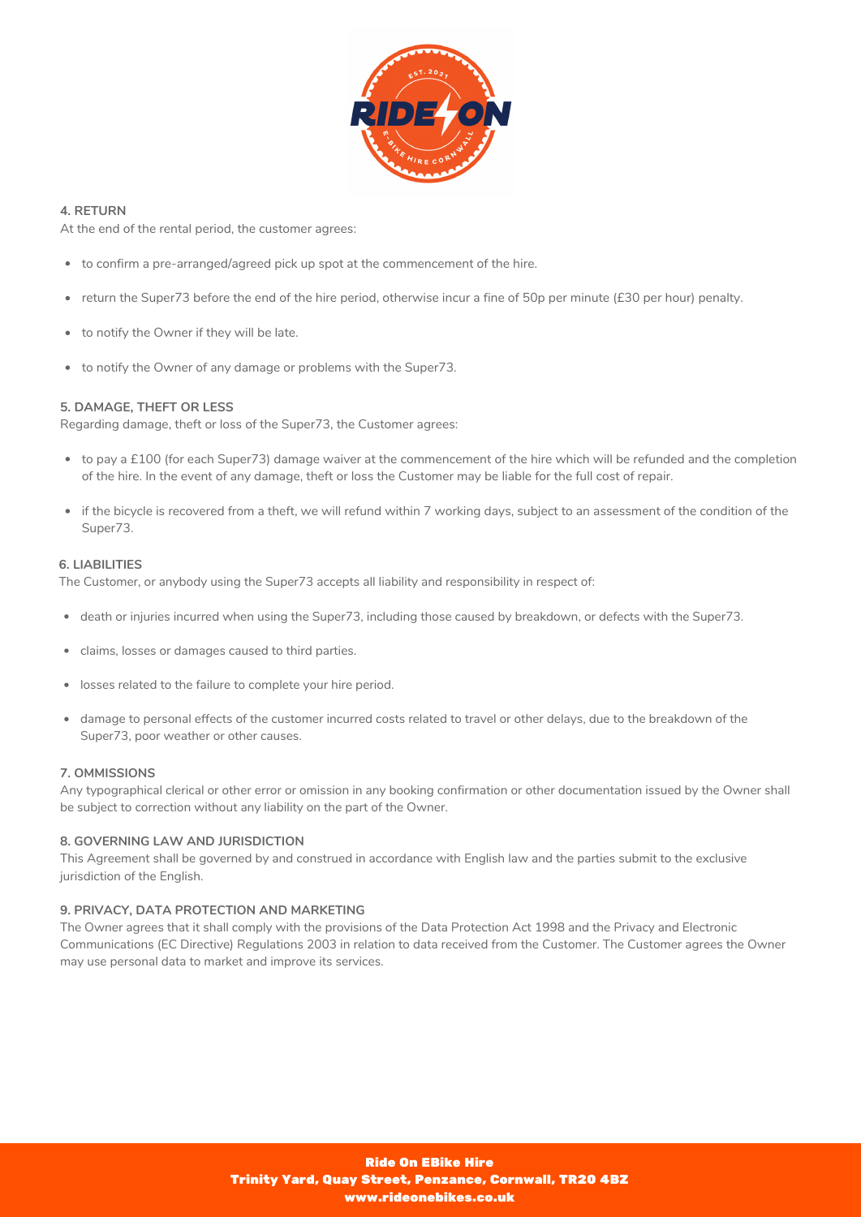## 4. RETURN

At the end of the rental period, the customer agrees:

- to confirm a pre-arranged/agreed pick up spot at the commencement of the hire.
- return the Super73 before the end of the hire period, otherwise incur a fine of 50p per minute (£30 per hour) penalty.
- to notify the Owner if they will be late.
- to notify the Owner of any damage or problems with the Super73.

## 5. DAMAGE, THEFT OR LESS

Regarding damage, theft or loss of the Super73, the Customer agrees:

- to pay a £100 (for each Super73) damage waiver at the commencement of the hire which will be refunded and the completion of the hire. In the event of any damage, theft or loss the Customer may be liable for the full cost of repair.
- if the bicycle is recovered from a theft, we will refund within 7 working days, subject to an assessment of the condition of the Super73.

## 6. LIABILITIES

The Customer, or anybody using the Super73 accepts all liability and responsibility in respect of:

- death or injuries incurred when using the Super73, including those caused by breakdown, or defects with the Super73.
- claims, losses or damages caused to third parties.
- losses related to the failure to complete your hire period.
- damage to personal effects of the customer incurred costs related to travel or other delays, due to the breakdown of the Super73, poor weather or other causes.

## 7. OMMISSIONS

Any typographical clerical or other error or omission in any booking confirmation or other documentation issued by the Owner shall be subject to correction without any liability on the part of the Owner.

## 8. GOVERNING LAW AND JURISDICTION

This Agreement shall be governed by and construed in accordance with English law and the parties submit to the exclusive jurisdiction of the English.

## 9. PRIVACY, DATA PROTECTION AND MARKETING

The Owner agrees that it shall comply with the provisions of the Data Protection Act 1998 and the Privacy and Electronic Communications (EC Directive) Regulations 2003 in relation to data received from the Customer. The Customer agrees the Owner may use personal data to market and improve its services.

**Ride On EBike Hire**
**Trinity Yard, Quay Street, Penzance, Cornwall, TR20 4BZ**
**www.rideonebikes.co.uk**